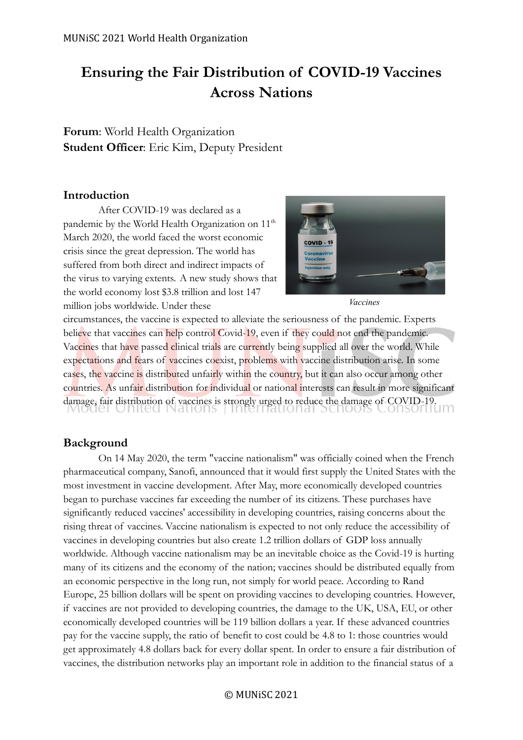# Ensuring the Fair Distribution of COVID-19 Vaccines Across Nations

**Forum**: World Health Organization
**Student Officer**: Eric Kim, Deputy President

## Introduction

After COVID-19 was declared as a pandemic by the World Health Organization on 11th March 2020, the world faced the worst economic crisis since the great depression. The world has suffered from both direct and indirect impacts of the virus to varying extents. A new study shows that the world economy lost $3.8 trillion and lost 147 million jobs worldwide. Under these circumstances, the vaccine is expected to alleviate the seriousness of the pandemic. Experts believe that vaccines can help control Covid-19, even if they could not end the pandemic. Vaccines that have passed clinical trials are currently being supplied all over the world. While expectations and fears of vaccines coexist, problems with vaccine distribution arise. In some cases, the vaccine is distributed unfairly within the country, but it can also occur among other countries. As unfair distribution for individual or national interests can result in more significant damage, fair distribution of vaccines is strongly urged to reduce the damage of COVID-19.

*Vaccines*

## Background

On 14 May 2020, the term "vaccine nationalism" was officially coined when the French pharmaceutical company, Sanofi, announced that it would first supply the United States with the most investment in vaccine development. After May, more economically developed countries began to purchase vaccines far exceeding the number of its citizens. These purchases have significantly reduced vaccines' accessibility in developing countries, raising concerns about the rising threat of vaccines. Vaccine nationalism is expected to not only reduce the accessibility of vaccines in developing countries but also create 1.2 trillion dollars of GDP loss annually worldwide. Although vaccine nationalism may be an inevitable choice as the Covid-19 is hurting many of its citizens and the economy of the nation; vaccines should be distributed equally from an economic perspective in the long run, not simply for world peace. According to Rand Europe, 25 billion dollars will be spent on providing vaccines to developing countries. However, if vaccines are not provided to developing countries, the damage to the UK, USA, EU, or other economically developed countries will be 119 billion dollars a year. If these advanced countries pay for the vaccine supply, the ratio of benefit to cost could be 4.8 to 1: those countries would get approximately 4.8 dollars back for every dollar spent. In order to ensure a fair distribution of vaccines, the distribution networks play an important role in addition to the financial status of a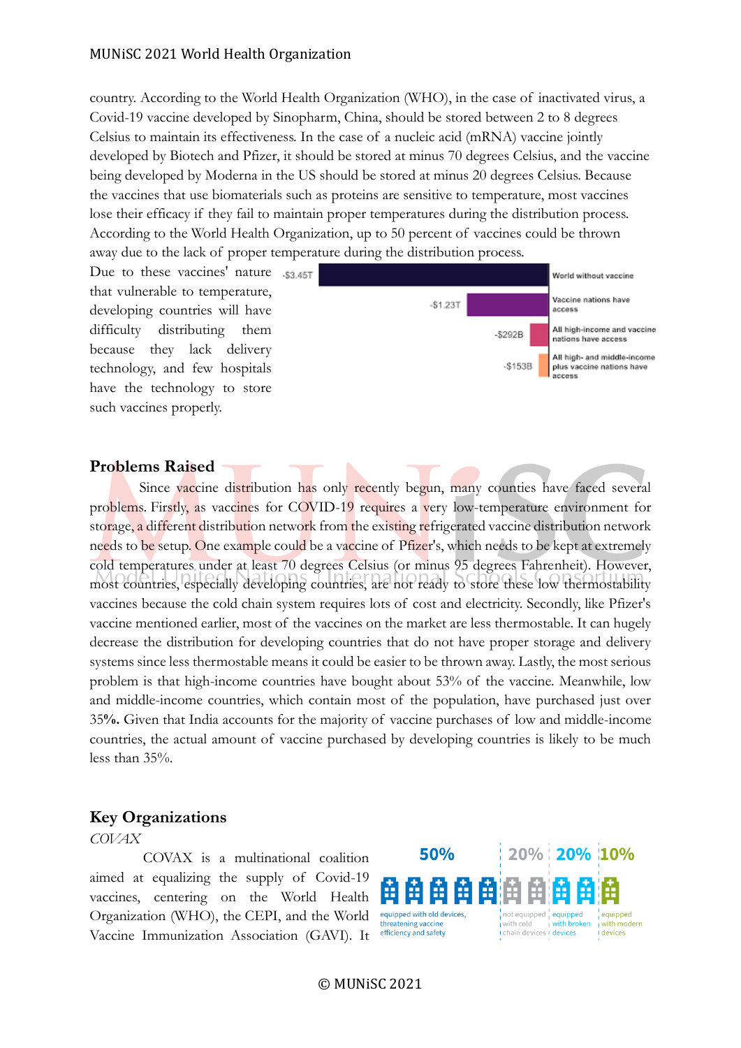country. According to the World Health Organization (WHO), in the case of inactivated virus, a Covid-19 vaccine developed by Sinopharm, China, should be stored between 2 to 8 degrees Celsius to maintain its effectiveness. In the case of a nucleic acid (mRNA) vaccine jointly developed by Biotech and Pfizer, it should be stored at minus 70 degrees Celsius, and the vaccine being developed by Moderna in the US should be stored at minus 20 degrees Celsius. Because the vaccines that use biomaterials such as proteins are sensitive to temperature, most vaccines lose their efficacy if they fail to maintain proper temperatures during the distribution process. According to the World Health Organization, up to 50 percent of vaccines could be thrown away due to the lack of proper temperature during the distribution process.

Due to these vaccines' nature that vulnerable to temperature, developing countries will have difficulty distributing them because they lack delivery technology, and few hospitals have the technology to store such vaccines properly.

## Problems Raised

Since vaccine distribution has only recently begun, many counties have faced several problems. Firstly, as vaccines for COVID-19 requires a very low-temperature environment for storage, a different distribution network from the existing refrigerated vaccine distribution network needs to be setup. One example could be a vaccine of Pfizer's, which needs to be kept at extremely cold temperatures under at least 70 degrees Celsius (or minus 95 degrees Fahrenheit). However, most countries, especially developing countries, are not ready to store these low thermostability vaccines because the cold chain system requires lots of cost and electricity. Secondly, like Pfizer's vaccine mentioned earlier, most of the vaccines on the market are less thermostable. It can hugely decrease the distribution for developing countries that do not have proper storage and delivery systems since less thermostable means it could be easier to be thrown away. Lastly, the most serious problem is that high-income countries have bought about 53% of the vaccine. Meanwhile, low and middle-income countries, which contain most of the population, have purchased just over 35**%.** Given that India accounts for the majority of vaccine purchases of low and middle-income countries, the actual amount of vaccine purchased by developing countries is likely to be much less than 35%.

## Key Organizations

*COVAX*

COVAX is a multinational coalition aimed at equalizing the supply of Covid-19 vaccines, centering on the World Health Organization (WHO), the CEPI, and the World Vaccine Immunization Association (GAVI). It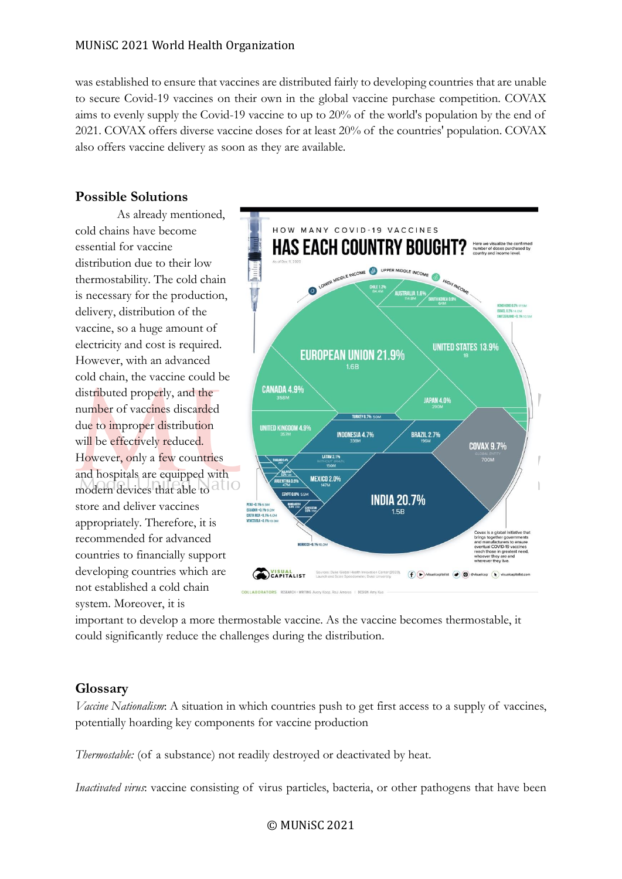was established to ensure that vaccines are distributed fairly to developing countries that are unable to secure Covid-19 vaccines on their own in the global vaccine purchase competition. COVAX aims to evenly supply the Covid-19 vaccine to up to 20% of the world's population by the end of 2021. COVAX offers diverse vaccine doses for at least 20% of the countries' population. COVAX also offers vaccine delivery as soon as they are available.

## Possible Solutions

As already mentioned, cold chains have become essential for vaccine distribution due to their low thermostability. The cold chain is necessary for the production, delivery, distribution of the vaccine, so a huge amount of electricity and cost is required. However, with an advanced cold chain, the vaccine could be distributed properly, and the number of vaccines discarded due to improper distribution will be effectively reduced. However, only a few countries and hospitals are equipped with modern devices that able to store and deliver vaccines appropriately. Therefore, it is recommended for advanced countries to financially support developing countries which are not established a cold chain system. Moreover, it is important to develop a more thermostable vaccine. As the vaccine becomes thermostable, it could significantly reduce the challenges during the distribution.

## Glossary

*Vaccine Nationalism*: A situation in which countries push to get first access to a supply of vaccines, potentially hoarding key components for vaccine production

*Thermostable:* (of a substance) not readily destroyed or deactivated by heat.

*Inactivated virus*: vaccine consisting of virus particles, bacteria, or other pathogens that have been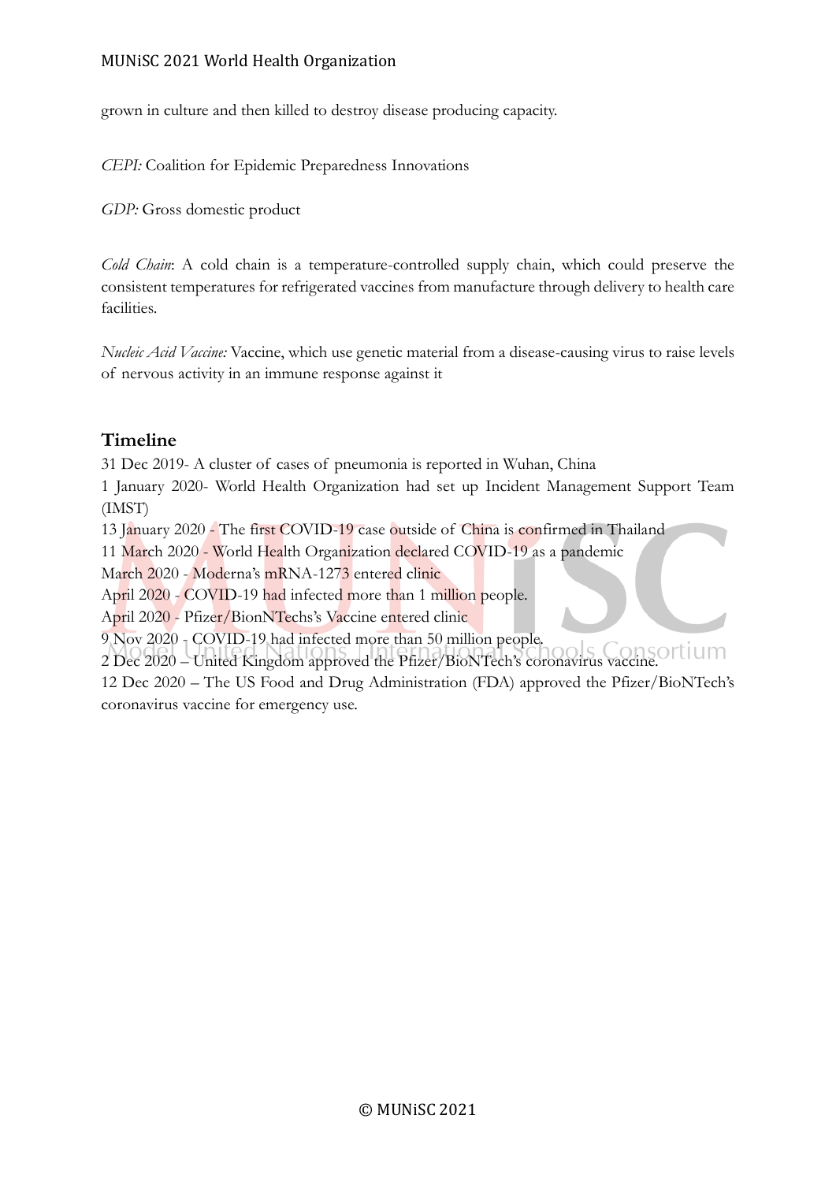grown in culture and then killed to destroy disease producing capacity.

*CEPI:* Coalition for Epidemic Preparedness Innovations

*GDP:* Gross domestic product

*Cold Chain*: A cold chain is a temperature-controlled supply chain, which could preserve the consistent temperatures for refrigerated vaccines from manufacture through delivery to health care facilities.

*Nucleic Acid Vaccine:* Vaccine, which use genetic material from a disease-causing virus to raise levels of nervous activity in an immune response against it

## Timeline

31 Dec 2019- A cluster of cases of pneumonia is reported in Wuhan, China
1 January 2020- World Health Organization had set up Incident Management Support Team (IMST)
13 January 2020 - The first COVID-19 case outside of China is confirmed in Thailand
11 March 2020 - World Health Organization declared COVID-19 as a pandemic
March 2020 - Moderna's mRNA-1273 entered clinic
April 2020 - COVID-19 had infected more than 1 million people.
April 2020 - Pfizer/BionNTechs's Vaccine entered clinic
9 Nov 2020 - COVID-19 had infected more than 50 million people.
2 Dec 2020 – United Kingdom approved the Pfizer/BioNTech's coronavirus vaccine.
12 Dec 2020 – The US Food and Drug Administration (FDA) approved the Pfizer/BioNTech's coronavirus vaccine for emergency use.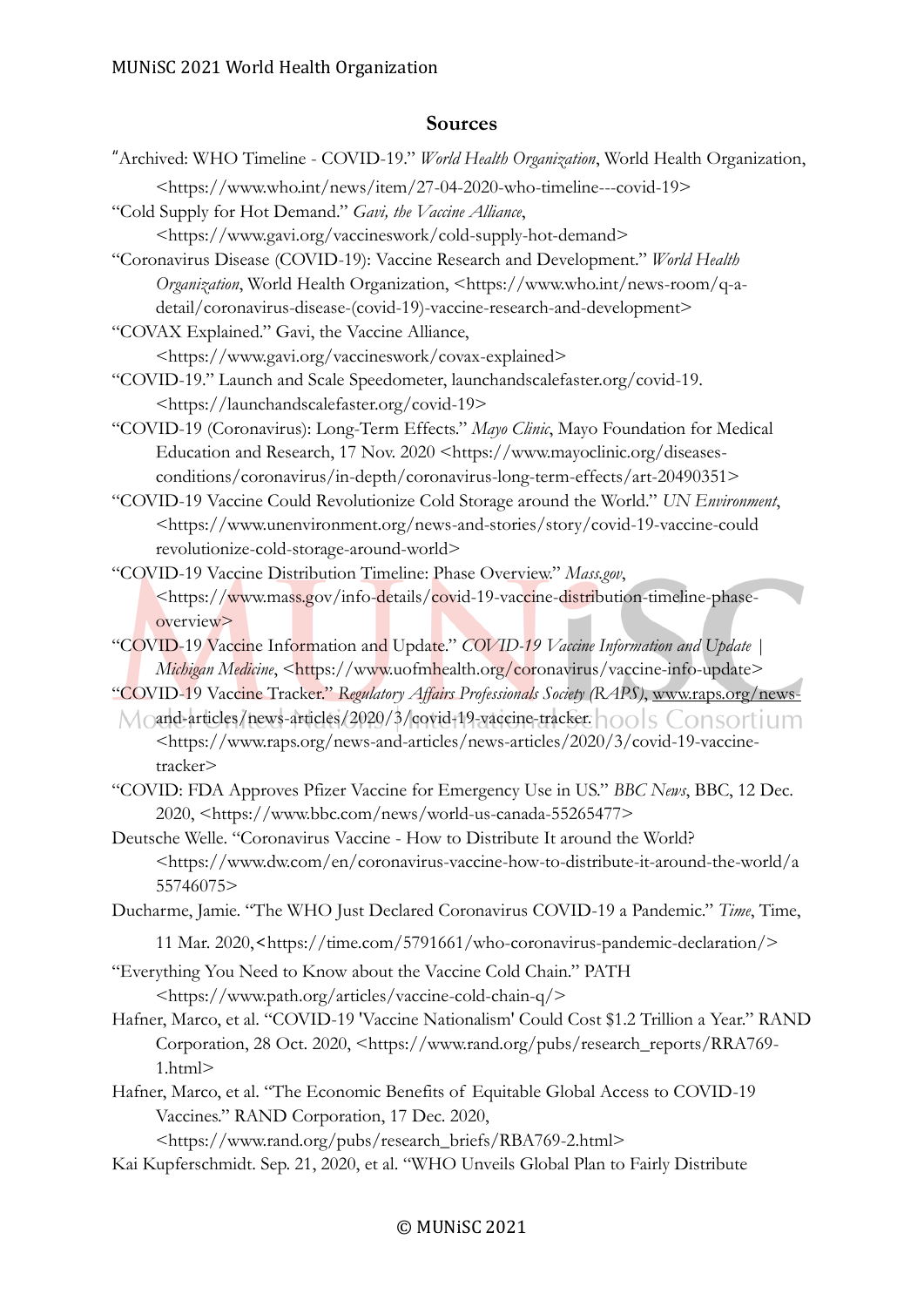## Sources

"Archived: WHO Timeline - COVID-19." *World Health Organization*, World Health Organization, <https://www.who.int/news/item/27-04-2020-who-timeline---covid-19>

"Cold Supply for Hot Demand." *Gavi, the Vaccine Alliance*, <https://www.gavi.org/vaccineswork/cold-supply-hot-demand>

"Coronavirus Disease (COVID-19): Vaccine Research and Development." *World Health Organization*, World Health Organization, <https://www.who.int/news-room/q-a-detail/coronavirus-disease-(covid-19)-vaccine-research-and-development>

"COVAX Explained." Gavi, the Vaccine Alliance, <https://www.gavi.org/vaccineswork/covax-explained>

"COVID-19." Launch and Scale Speedometer, launchandscalefaster.org/covid-19. <https://launchandscalefaster.org/covid-19>

"COVID-19 (Coronavirus): Long-Term Effects." *Mayo Clinic*, Mayo Foundation for Medical Education and Research, 17 Nov. 2020 <https://www.mayoclinic.org/diseases-conditions/coronavirus/in-depth/coronavirus-long-term-effects/art-20490351>

"COVID-19 Vaccine Could Revolutionize Cold Storage around the World." *UN Environment*, <https://www.unenvironment.org/news-and-stories/story/covid-19-vaccine-could revolutionize-cold-storage-around-world>

"COVID-19 Vaccine Distribution Timeline: Phase Overview." *Mass.gov*, <https://www.mass.gov/info-details/covid-19-vaccine-distribution-timeline-phase-overview>

"COVID-19 Vaccine Information and Update." *COVID-19 Vaccine Information and Update | Michigan Medicine*, <https://www.uofmhealth.org/coronavirus/vaccine-info-update>

"COVID-19 Vaccine Tracker." *Regulatory Affairs Professionals Society (RAPS)*, www.raps.org/news-and-articles/news-articles/2020/3/covid-19-vaccine-tracker. <https://www.raps.org/news-and-articles/news-articles/2020/3/covid-19-vaccine-tracker>

"COVID: FDA Approves Pfizer Vaccine for Emergency Use in US." *BBC News*, BBC, 12 Dec. 2020, <https://www.bbc.com/news/world-us-canada-55265477>

Deutsche Welle. "Coronavirus Vaccine - How to Distribute It around the World? <https://www.dw.com/en/coronavirus-vaccine-how-to-distribute-it-around-the-world/a 55746075>

Ducharme, Jamie. "The WHO Just Declared Coronavirus COVID-19 a Pandemic." *Time*, Time, 11 Mar. 2020,<https://time.com/5791661/who-coronavirus-pandemic-declaration/>

"Everything You Need to Know about the Vaccine Cold Chain." PATH <https://www.path.org/articles/vaccine-cold-chain-q/>

Hafner, Marco, et al. "COVID-19 'Vaccine Nationalism' Could Cost $1.2 Trillion a Year." RAND Corporation, 28 Oct. 2020, <https://www.rand.org/pubs/research_reports/RRA769-1.html>

Hafner, Marco, et al. "The Economic Benefits of Equitable Global Access to COVID-19 Vaccines." RAND Corporation, 17 Dec. 2020, <https://www.rand.org/pubs/research_briefs/RBA769-2.html>

Kai Kupferschmidt. Sep. 21, 2020, et al. "WHO Unveils Global Plan to Fairly Distribute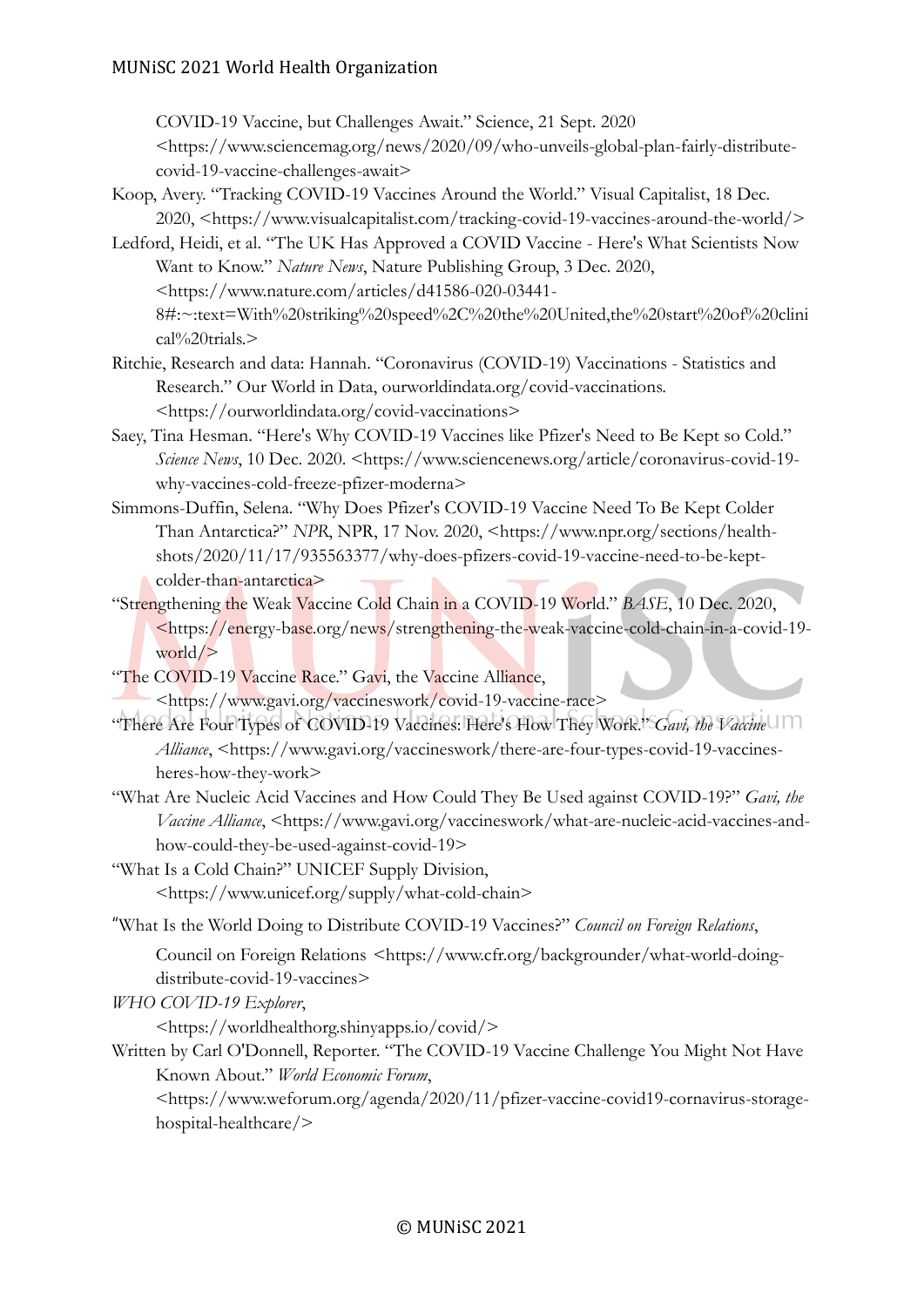COVID-19 Vaccine, but Challenges Await." Science, 21 Sept. 2020 <https://www.sciencemag.org/news/2020/09/who-unveils-global-plan-fairly-distribute-covid-19-vaccine-challenges-await>

Koop, Avery. "Tracking COVID-19 Vaccines Around the World." Visual Capitalist, 18 Dec. 2020, <https://www.visualcapitalist.com/tracking-covid-19-vaccines-around-the-world/>

Ledford, Heidi, et al. "The UK Has Approved a COVID Vaccine - Here's What Scientists Now Want to Know." *Nature News*, Nature Publishing Group, 3 Dec. 2020, <https://www.nature.com/articles/d41586-020-03441-8#:~:text=With%20striking%20speed%2C%20the%20United,the%20start%20of%20clinical%20trials.>

Ritchie, Research and data: Hannah. "Coronavirus (COVID-19) Vaccinations - Statistics and Research." Our World in Data, ourworldindata.org/covid-vaccinations. <https://ourworldindata.org/covid-vaccinations>

Saey, Tina Hesman. "Here's Why COVID-19 Vaccines like Pfizer's Need to Be Kept so Cold." *Science News*, 10 Dec. 2020. <https://www.sciencenews.org/article/coronavirus-covid-19-why-vaccines-cold-freeze-pfizer-moderna>

Simmons-Duffin, Selena. "Why Does Pfizer's COVID-19 Vaccine Need To Be Kept Colder Than Antarctica?" *NPR*, NPR, 17 Nov. 2020, <https://www.npr.org/sections/health-shots/2020/11/17/935563377/why-does-pfizers-covid-19-vaccine-need-to-be-kept-colder-than-antarctica>

"Strengthening the Weak Vaccine Cold Chain in a COVID-19 World." *BASE*, 10 Dec. 2020, <https://energy-base.org/news/strengthening-the-weak-vaccine-cold-chain-in-a-covid-19-world/>

"The COVID-19 Vaccine Race." Gavi, the Vaccine Alliance, <https://www.gavi.org/vaccineswork/covid-19-vaccine-race>

"There Are Four Types of COVID-19 Vaccines: Here's How They Work." *Gavi, the Vaccine Alliance*, <https://www.gavi.org/vaccineswork/there-are-four-types-covid-19-vaccines-heres-how-they-work>

"What Are Nucleic Acid Vaccines and How Could They Be Used against COVID-19?" *Gavi, the Vaccine Alliance*, <https://www.gavi.org/vaccineswork/what-are-nucleic-acid-vaccines-and-how-could-they-be-used-against-covid-19>

"What Is a Cold Chain?" UNICEF Supply Division, <https://www.unicef.org/supply/what-cold-chain>

"What Is the World Doing to Distribute COVID-19 Vaccines?" *Council on Foreign Relations*, Council on Foreign Relations <https://www.cfr.org/backgrounder/what-world-doing-distribute-covid-19-vaccines>

*WHO COVID-19 Explorer*, <https://worldhealthorg.shinyapps.io/covid/>

Written by Carl O'Donnell, Reporter. "The COVID-19 Vaccine Challenge You Might Not Have Known About." *World Economic Forum*, <https://www.weforum.org/agenda/2020/11/pfizer-vaccine-covid19-cornavirus-storage-hospital-healthcare/>